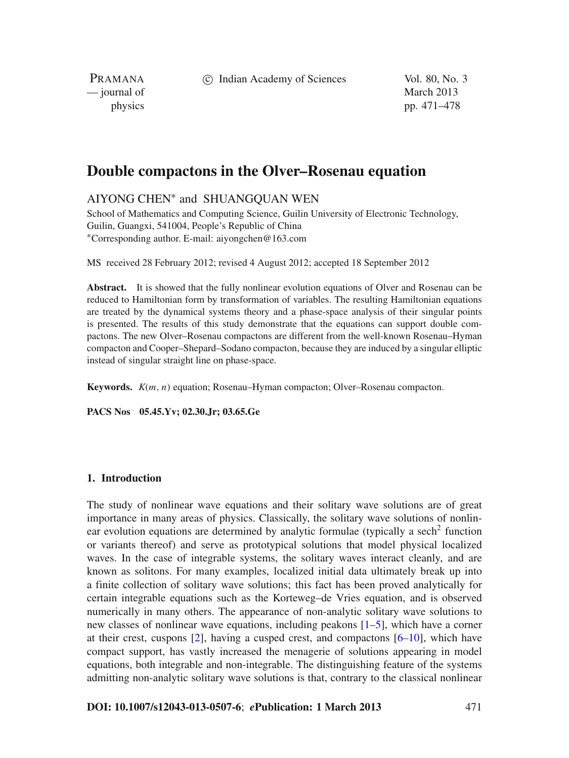# Double compactons in the Olver–Rosenau equation

AIYONG CHEN* and SHUANGQUAN WEN

School of Mathematics and Computing Science, Guilin University of Electronic Technology, Guilin, Guangxi, 541004, People's Republic of China

*Corresponding author. E-mail: aiyongchen@163.com

MS received 28 February 2012; revised 4 August 2012; accepted 18 September 2012

**Abstract.** It is showed that the fully nonlinear evolution equations of Olver and Rosenau can be reduced to Hamiltonian form by transformation of variables. The resulting Hamiltonian equations are treated by the dynamical systems theory and a phase-space analysis of their singular points is presented. The results of this study demonstrate that the equations can support double compactons. The new Olver–Rosenau compactons are different from the well-known Rosenau–Hyman compacton and Cooper–Shepard–Sodano compacton, because they are induced by a singular elliptic instead of singular straight line on phase-space.

**Keywords.** $K(m, n)$ equation; Rosenau–Hyman compacton; Olver–Rosenau compacton.

**PACS Nos** **05.45.Yv; 02.30.Jr; 03.65.Ge**

## 1. Introduction

The study of nonlinear wave equations and their solitary wave solutions are of great importance in many areas of physics. Classically, the solitary wave solutions of nonlinear evolution equations are determined by analytic formulae (typically a $\text{sech}^2$ function or variants thereof) and serve as prototypical solutions that model physical localized waves. In the case of integrable systems, the solitary waves interact cleanly, and are known as solitons. For many examples, localized initial data ultimately break up into a finite collection of solitary wave solutions; this fact has been proved analytically for certain integrable equations such as the Korteweg–de Vries equation, and is observed numerically in many others. The appearance of non-analytic solitary wave solutions to new classes of nonlinear wave equations, including peakons [1–5], which have a corner at their crest, cuspons [2], having a cusped crest, and compactons [6–10], which have compact support, has vastly increased the menagerie of solutions appearing in model equations, both integrable and non-integrable. The distinguishing feature of the systems admitting non-analytic solitary wave solutions is that, contrary to the classical nonlinear

**DOI: 10.1007/s12043-013-0507-6**; ***e*Publication: 1 March 2013**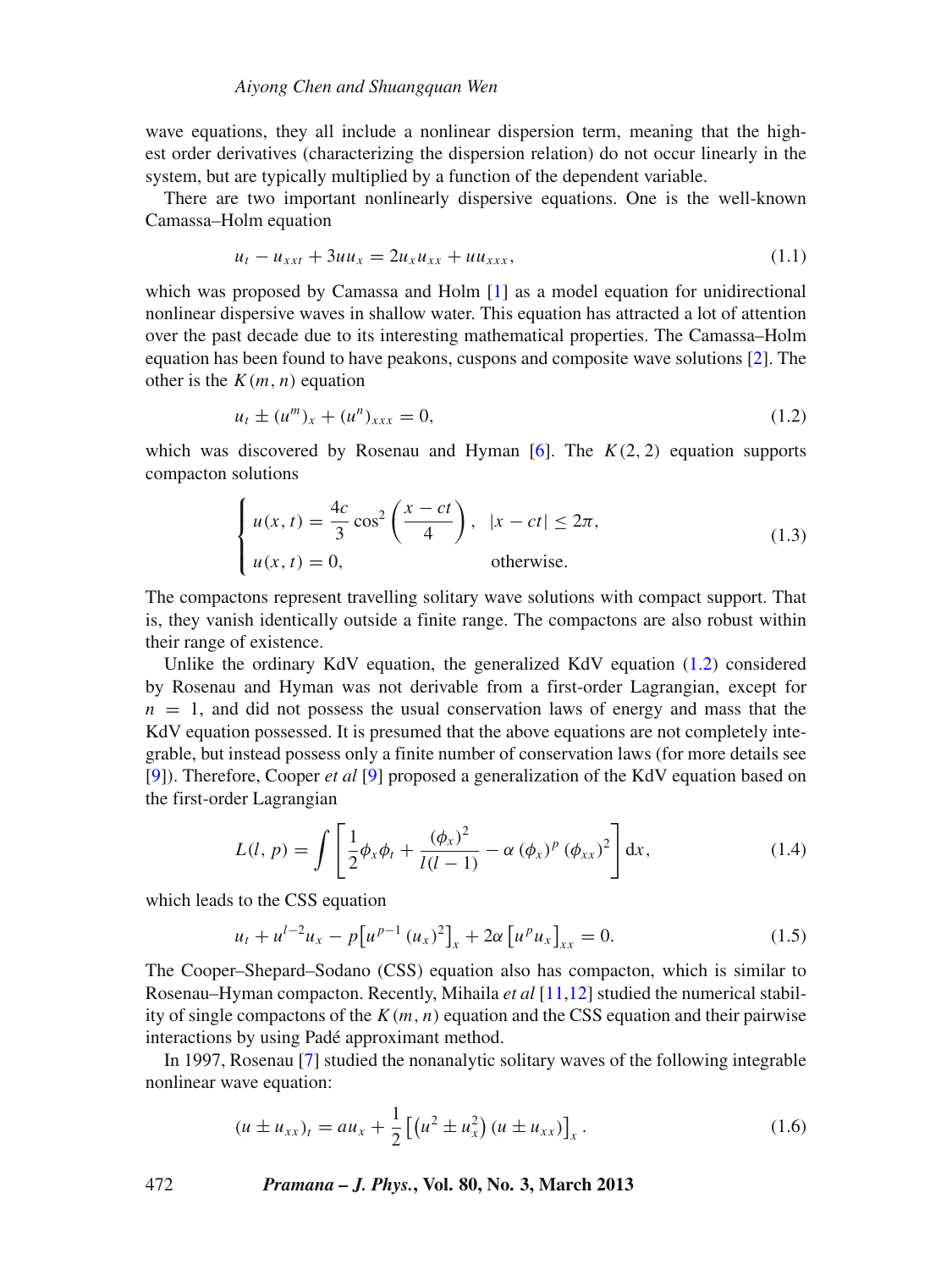wave equations, they all include a nonlinear dispersion term, meaning that the highest order derivatives (characterizing the dispersion relation) do not occur linearly in the system, but are typically multiplied by a function of the dependent variable.

There are two important nonlinearly dispersive equations. One is the well-known Camassa–Holm equation

$$u_t - u_{xxt} + 3uu_x = 2u_x u_{xx} + uu_{xxx}, \tag{1.1}$$

which was proposed by Camassa and Holm [1] as a model equation for unidirectional nonlinear dispersive waves in shallow water. This equation has attracted a lot of attention over the past decade due to its interesting mathematical properties. The Camassa–Holm equation has been found to have peakons, cuspons and composite wave solutions [2]. The other is the $K(m, n)$ equation

$$u_t \pm (u^m)_x + (u^n)_{xxx} = 0, \tag{1.2}$$

which was discovered by Rosenau and Hyman [6]. The $K(2, 2)$ equation supports compacton solutions

$$\begin{cases} u(x,t) = \dfrac{4c}{3}\cos^2\left(\dfrac{x-ct}{4}\right), & |x-ct| \le 2\pi, \\ u(x,t) = 0, & \text{otherwise.} \end{cases} \tag{1.3}$$

The compactons represent travelling solitary wave solutions with compact support. That is, they vanish identically outside a finite range. The compactons are also robust within their range of existence.

Unlike the ordinary KdV equation, the generalized KdV equation (1.2) considered by Rosenau and Hyman was not derivable from a first-order Lagrangian, except for $n = 1$, and did not possess the usual conservation laws of energy and mass that the KdV equation possessed. It is presumed that the above equations are not completely integrable, but instead possess only a finite number of conservation laws (for more details see [9]). Therefore, Cooper *et al* [9] proposed a generalization of the KdV equation based on the first-order Lagrangian

$$L(l, p) = \int \left[\frac{1}{2}\phi_x\phi_t + \frac{(\phi_x)^2}{l(l-1)} - \alpha\,(\phi_x)^p\,(\phi_{xx})^2\right] \mathrm{d}x, \tag{1.4}$$

which leads to the CSS equation

$$u_t + u^{l-2}u_x - p\left[u^{p-1}\,(u_x)^2\right]_x + 2\alpha\left[u^p u_x\right]_{xx} = 0. \tag{1.5}$$

The Cooper–Shepard–Sodano (CSS) equation also has compacton, which is similar to Rosenau–Hyman compacton. Recently, Mihaila *et al* [11,12] studied the numerical stability of single compactons of the $K(m, n)$ equation and the CSS equation and their pairwise interactions by using Padé approximant method.

In 1997, Rosenau [7] studied the nonanalytic solitary waves of the following integrable nonlinear wave equation:

$$(u \pm u_{xx})_t = au_x + \frac{1}{2}\left[\left(u^2 \pm u_x^2\right)(u \pm u_{xx})\right]_x. \tag{1.6}$$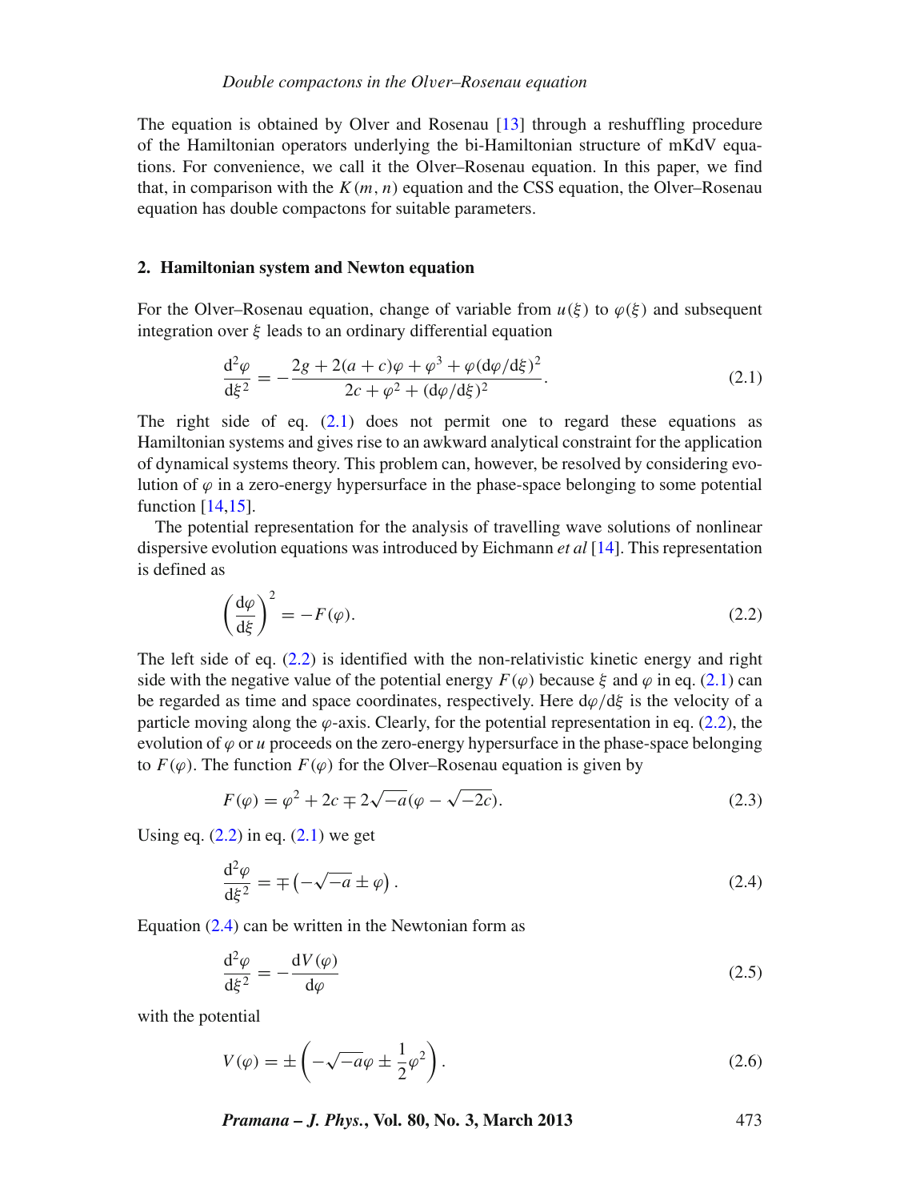The equation is obtained by Olver and Rosenau [13] through a reshuffling procedure of the Hamiltonian operators underlying the bi-Hamiltonian structure of mKdV equations. For convenience, we call it the Olver–Rosenau equation. In this paper, we find that, in comparison with the $K(m, n)$ equation and the CSS equation, the Olver–Rosenau equation has double compactons for suitable parameters.

## 2. Hamiltonian system and Newton equation

For the Olver–Rosenau equation, change of variable from $u(\xi)$ to $\varphi(\xi)$ and subsequent integration over $\xi$ leads to an ordinary differential equation

$$\frac{\mathrm{d}^2\varphi}{\mathrm{d}\xi^2} = -\frac{2g + 2(a+c)\varphi + \varphi^3 + \varphi(\mathrm{d}\varphi/\mathrm{d}\xi)^2}{2c + \varphi^2 + (\mathrm{d}\varphi/\mathrm{d}\xi)^2}. \tag{2.1}$$

The right side of eq. (2.1) does not permit one to regard these equations as Hamiltonian systems and gives rise to an awkward analytical constraint for the application of dynamical systems theory. This problem can, however, be resolved by considering evolution of $\varphi$ in a zero-energy hypersurface in the phase-space belonging to some potential function [14,15].

The potential representation for the analysis of travelling wave solutions of nonlinear dispersive evolution equations was introduced by Eichmann *et al* [14]. This representation is defined as

$$\left(\frac{\mathrm{d}\varphi}{\mathrm{d}\xi}\right)^2 = -F(\varphi). \tag{2.2}$$

The left side of eq. (2.2) is identified with the non-relativistic kinetic energy and right side with the negative value of the potential energy $F(\varphi)$ because $\xi$ and $\varphi$ in eq. (2.1) can be regarded as time and space coordinates, respectively. Here $\mathrm{d}\varphi/\mathrm{d}\xi$ is the velocity of a particle moving along the $\varphi$-axis. Clearly, for the potential representation in eq. (2.2), the evolution of $\varphi$ or $u$ proceeds on the zero-energy hypersurface in the phase-space belonging to $F(\varphi)$. The function $F(\varphi)$ for the Olver–Rosenau equation is given by

$$F(\varphi) = \varphi^2 + 2c \mp 2\sqrt{-a}(\varphi - \sqrt{-2c}). \tag{2.3}$$

Using eq. (2.2) in eq. (2.1) we get

$$\frac{\mathrm{d}^2\varphi}{\mathrm{d}\xi^2} = \mp\left(-\sqrt{-a} \pm \varphi\right). \tag{2.4}$$

Equation (2.4) can be written in the Newtonian form as

$$\frac{\mathrm{d}^2\varphi}{\mathrm{d}\xi^2} = -\frac{\mathrm{d}V(\varphi)}{\mathrm{d}\varphi} \tag{2.5}$$

with the potential

$$V(\varphi) = \pm\left(-\sqrt{-a}\varphi \pm \frac{1}{2}\varphi^2\right). \tag{2.6}$$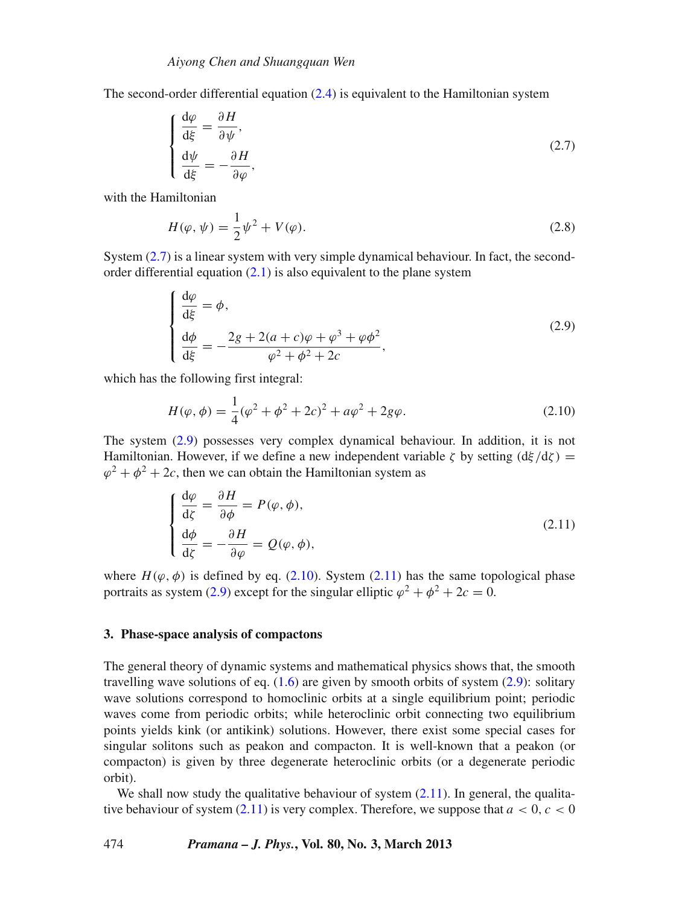The second-order differential equation (2.4) is equivalent to the Hamiltonian system

$$
\begin{cases}
\dfrac{\mathrm{d}\varphi}{\mathrm{d}\xi} = \dfrac{\partial H}{\partial \psi}, \\[2mm]
\dfrac{\mathrm{d}\psi}{\mathrm{d}\xi} = -\dfrac{\partial H}{\partial \varphi},
\end{cases}
\tag{2.7}
$$

with the Hamiltonian

$$
H(\varphi, \psi) = \frac{1}{2}\psi^2 + V(\varphi). \tag{2.8}
$$

System (2.7) is a linear system with very simple dynamical behaviour. In fact, the second-order differential equation (2.1) is also equivalent to the plane system

$$
\begin{cases}
\dfrac{\mathrm{d}\varphi}{\mathrm{d}\xi} = \phi, \\[2mm]
\dfrac{\mathrm{d}\phi}{\mathrm{d}\xi} = -\dfrac{2g + 2(a+c)\varphi + \varphi^3 + \varphi\phi^2}{\varphi^2 + \phi^2 + 2c},
\end{cases}
\tag{2.9}
$$

which has the following first integral:

$$
H(\varphi, \phi) = \frac{1}{4}(\varphi^2 + \phi^2 + 2c)^2 + a\varphi^2 + 2g\varphi. \tag{2.10}
$$

The system (2.9) possesses very complex dynamical behaviour. In addition, it is not Hamiltonian. However, if we define a new independent variable $\zeta$ by setting $(\mathrm{d}\xi/\mathrm{d}\zeta) = \varphi^2 + \phi^2 + 2c$, then we can obtain the Hamiltonian system as

$$
\begin{cases}
\dfrac{\mathrm{d}\varphi}{\mathrm{d}\zeta} = \dfrac{\partial H}{\partial \phi} = P(\varphi, \phi), \\[2mm]
\dfrac{\mathrm{d}\phi}{\mathrm{d}\zeta} = -\dfrac{\partial H}{\partial \varphi} = Q(\varphi, \phi),
\end{cases}
\tag{2.11}
$$

where $H(\varphi, \phi)$ is defined by eq. (2.10). System (2.11) has the same topological phase portraits as system (2.9) except for the singular elliptic $\varphi^2 + \phi^2 + 2c = 0$.

## 3. Phase-space analysis of compactons

The general theory of dynamic systems and mathematical physics shows that, the smooth travelling wave solutions of eq. (1.6) are given by smooth orbits of system (2.9): solitary wave solutions correspond to homoclinic orbits at a single equilibrium point; periodic waves come from periodic orbits; while heteroclinic orbit connecting two equilibrium points yields kink (or antikink) solutions. However, there exist some special cases for singular solitons such as peakon and compacton. It is well-known that a peakon (or compacton) is given by three degenerate heteroclinic orbits (or a degenerate periodic orbit).

We shall now study the qualitative behaviour of system (2.11). In general, the qualitative behaviour of system (2.11) is very complex. Therefore, we suppose that $a < 0, c < 0$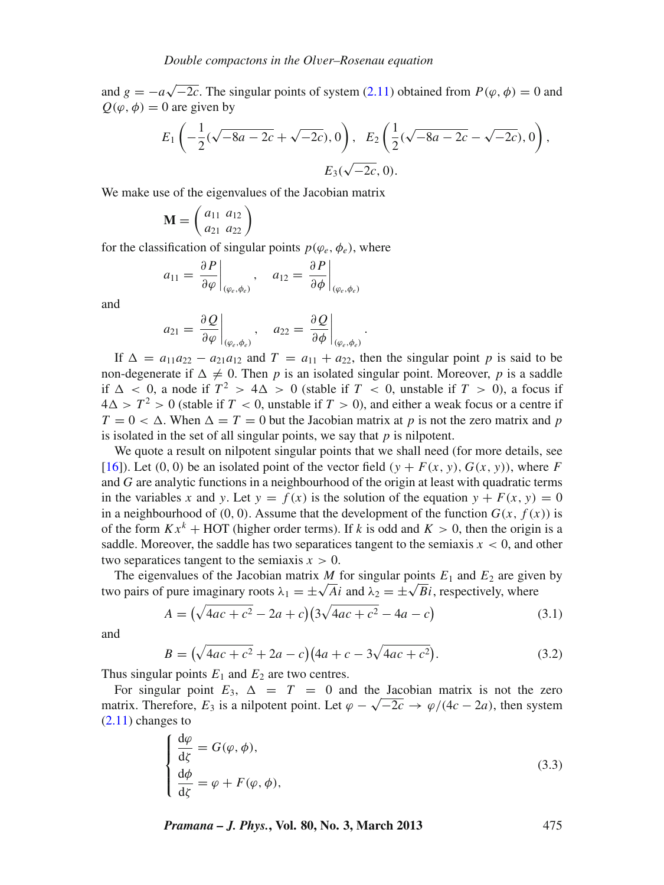and $g = -a\sqrt{-2c}$. The singular points of system (2.11) obtained from $P(\varphi, \phi) = 0$ and $Q(\varphi, \phi) = 0$ are given by

$$E_1\left(-\frac{1}{2}(\sqrt{-8a-2c}+\sqrt{-2c}), 0\right), \quad E_2\left(\frac{1}{2}(\sqrt{-8a-2c}-\sqrt{-2c}), 0\right),$$
$$E_3(\sqrt{-2c}, 0).$$

We make use of the eigenvalues of the Jacobian matrix

$$\mathbf{M} = \begin{pmatrix} a_{11} & a_{12} \\ a_{21} & a_{22} \end{pmatrix}$$

for the classification of singular points $p(\varphi_e, \phi_e)$, where

$$a_{11} = \left.\frac{\partial P}{\partial \varphi}\right|_{(\varphi_e, \phi_e)}, \quad a_{12} = \left.\frac{\partial P}{\partial \phi}\right|_{(\varphi_e, \phi_e)}$$

and

$$a_{21} = \left.\frac{\partial Q}{\partial \varphi}\right|_{(\varphi_e, \phi_e)}, \quad a_{22} = \left.\frac{\partial Q}{\partial \phi}\right|_{(\varphi_e, \phi_e)}.$$

If $\Delta = a_{11}a_{22} - a_{21}a_{12}$ and $T = a_{11} + a_{22}$, then the singular point $p$ is said to be non-degenerate if $\Delta \neq 0$. Then $p$ is an isolated singular point. Moreover, $p$ is a saddle if $\Delta < 0$, a node if $T^2 > 4\Delta > 0$ (stable if $T < 0$, unstable if $T > 0$), a focus if $4\Delta > T^2 > 0$ (stable if $T < 0$, unstable if $T > 0$), and either a weak focus or a centre if $T = 0 < \Delta$. When $\Delta = T = 0$ but the Jacobian matrix at $p$ is not the zero matrix and $p$ is isolated in the set of all singular points, we say that $p$ is nilpotent.

We quote a result on nilpotent singular points that we shall need (for more details, see [16]). Let $(0, 0)$ be an isolated point of the vector field $(y + F(x, y), G(x, y))$, where $F$ and $G$ are analytic functions in a neighbourhood of the origin at least with quadratic terms in the variables $x$ and $y$. Let $y = f(x)$ is the solution of the equation $y + F(x, y) = 0$ in a neighbourhood of $(0, 0)$. Assume that the development of the function $G(x, f(x))$ is of the form $Kx^k$ + HOT (higher order terms). If $k$ is odd and $K > 0$, then the origin is a saddle. Moreover, the saddle has two separatices tangent to the semiaxis $x < 0$, and other two separatices tangent to the semiaxis $x > 0$.

The eigenvalues of the Jacobian matrix $M$ for singular points $E_1$ and $E_2$ are given by two pairs of pure imaginary roots $\lambda_1 = \pm\sqrt{A}i$ and $\lambda_2 = \pm\sqrt{B}i$, respectively, where

$$A = \left(\sqrt{4ac+c^2} - 2a + c\right)\left(3\sqrt{4ac+c^2} - 4a - c\right) \tag{3.1}$$

and

$$B = \left(\sqrt{4ac+c^2} + 2a - c\right)\left(4a + c - 3\sqrt{4ac+c^2}\right). \tag{3.2}$$

Thus singular points $E_1$ and $E_2$ are two centres.

For singular point $E_3$, $\Delta = T = 0$ and the Jacobian matrix is not the zero matrix. Therefore, $E_3$ is a nilpotent point. Let $\varphi - \sqrt{-2c} \to \varphi/(4c - 2a)$, then system (2.11) changes to

$$\begin{cases} \dfrac{\mathrm{d}\varphi}{\mathrm{d}\zeta} = G(\varphi, \phi), \\ \dfrac{\mathrm{d}\phi}{\mathrm{d}\zeta} = \varphi + F(\varphi, \phi), \end{cases} \tag{3.3}$$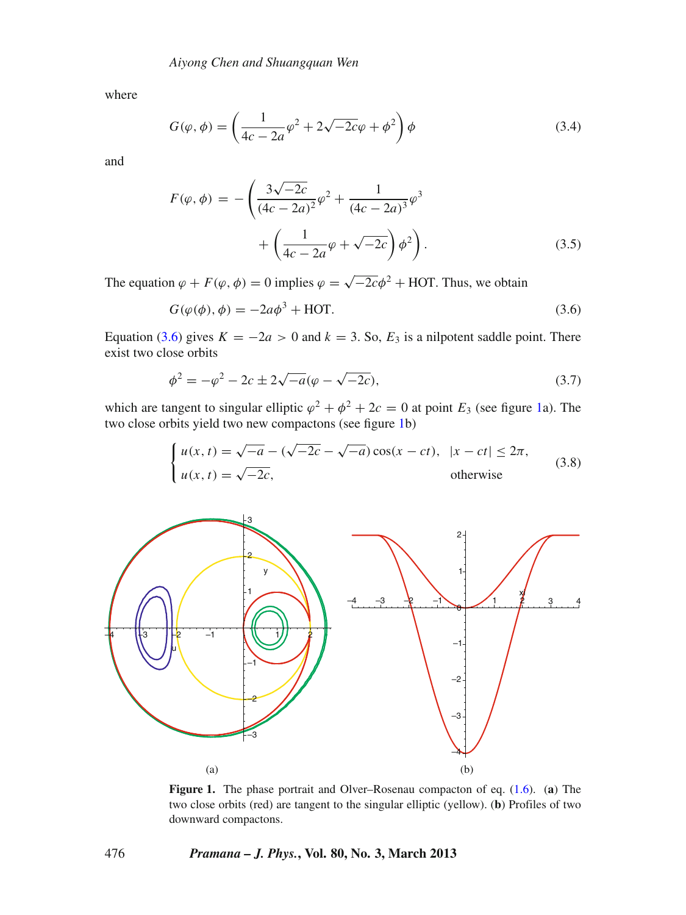where

$$G(\varphi, \phi) = \left( \frac{1}{4c - 2a}\varphi^2 + 2\sqrt{-2c}\varphi + \phi^2 \right) \phi \tag{3.4}$$

and

$$F(\varphi, \phi) = -\left( \frac{3\sqrt{-2c}}{(4c - 2a)^2}\varphi^2 + \frac{1}{(4c - 2a)^3}\varphi^3 + \left( \frac{1}{4c - 2a}\varphi + \sqrt{-2c} \right) \phi^2 \right). \tag{3.5}$$

The equation $\varphi + F(\varphi, \phi) = 0$ implies $\varphi = \sqrt{-2c}\phi^2 + \text{HOT}$. Thus, we obtain

$$G(\varphi(\phi), \phi) = -2a\phi^3 + \text{HOT}. \tag{3.6}$$

Equation (3.6) gives $K = -2a > 0$ and $k = 3$. So, $E_3$ is a nilpotent saddle point. There exist two close orbits

$$\phi^2 = -\varphi^2 - 2c \pm 2\sqrt{-a}(\varphi - \sqrt{-2c}), \tag{3.7}$$

which are tangent to singular elliptic $\varphi^2 + \phi^2 + 2c = 0$ at point $E_3$ (see figure 1a). The two close orbits yield two new compactons (see figure 1b)

$$\begin{cases} u(x, t) = \sqrt{-a} - (\sqrt{-2c} - \sqrt{-a}) \cos(x - ct), & |x - ct| \leq 2\pi, \\ u(x, t) = \sqrt{-2c}, & \text{otherwise} \end{cases} \tag{3.8}$$

**Figure 1.** The phase portrait and Olver–Rosenau compacton of eq. (1.6). (**a**) The two close orbits (red) are tangent to the singular elliptic (yellow). (**b**) Profiles of two downward compactons.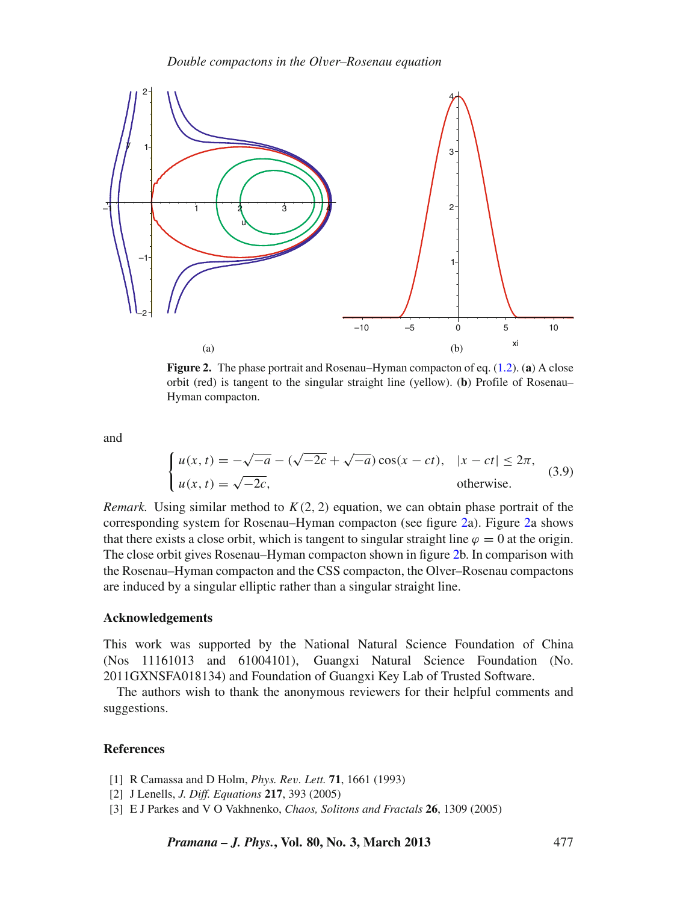**Figure 2.** The phase portrait and Rosenau–Hyman compacton of eq. (1.2). (**a**) A close orbit (red) is tangent to the singular straight line (yellow). (**b**) Profile of Rosenau–Hyman compacton.

and

$$\begin{cases} u(x,t) = -\sqrt{-a} - (\sqrt{-2c} + \sqrt{-a})\cos(x - ct), & |x - ct| \leq 2\pi, \\ u(x,t) = \sqrt{-2c}, & \text{otherwise}. \end{cases} \tag{3.9}$$

*Remark.* Using similar method to $K(2,2)$ equation, we can obtain phase portrait of the corresponding system for Rosenau–Hyman compacton (see figure 2a). Figure 2a shows that there exists a close orbit, which is tangent to singular straight line $\varphi = 0$ at the origin. The close orbit gives Rosenau–Hyman compacton shown in figure 2b. In comparison with the Rosenau–Hyman compacton and the CSS compacton, the Olver–Rosenau compactons are induced by a singular elliptic rather than a singular straight line.

## Acknowledgements

This work was supported by the National Natural Science Foundation of China (Nos 11161013 and 61004101), Guangxi Natural Science Foundation (No. 2011GXNSFA018134) and Foundation of Guangxi Key Lab of Trusted Software.

The authors wish to thank the anonymous reviewers for their helpful comments and suggestions.

## References

[1] R Camassa and D Holm, *Phys. Rev. Lett.* **71**, 1661 (1993)

[2] J Lenells, *J. Diff. Equations* **217**, 393 (2005)

[3] E J Parkes and V O Vakhnenko, *Chaos, Solitons and Fractals* **26**, 1309 (2005)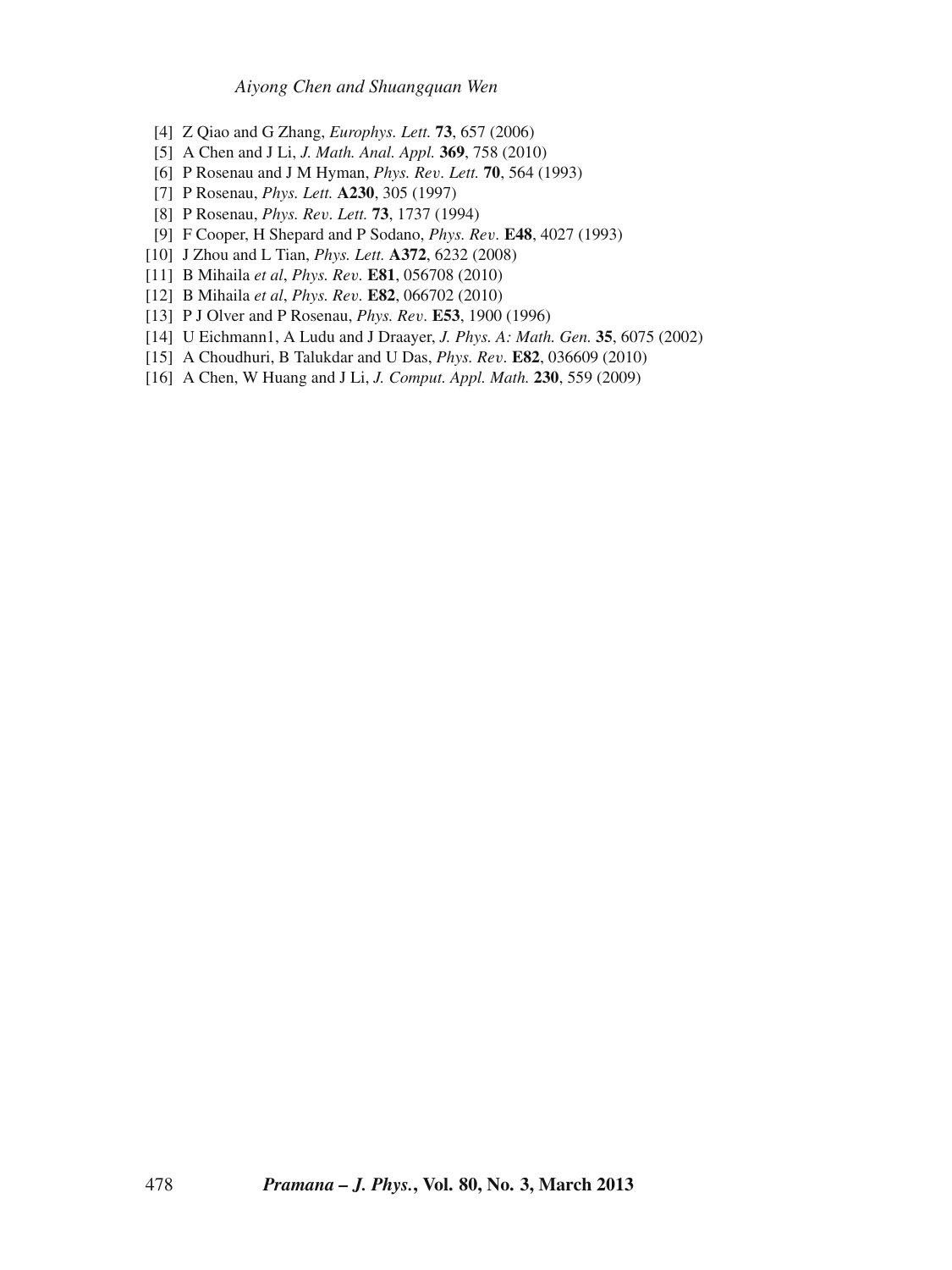[4] Z Qiao and G Zhang, *Europhys. Lett.* **73**, 657 (2006)

[5] A Chen and J Li, *J. Math. Anal. Appl.* **369**, 758 (2010)

[6] P Rosenau and J M Hyman, *Phys. Rev. Lett.* **70**, 564 (1993)

[7] P Rosenau, *Phys. Lett.* **A230**, 305 (1997)

[8] P Rosenau, *Phys. Rev. Lett.* **73**, 1737 (1994)

[9] F Cooper, H Shepard and P Sodano, *Phys. Rev.* **E48**, 4027 (1993)

[10] J Zhou and L Tian, *Phys. Lett.* **A372**, 6232 (2008)

[11] B Mihaila *et al*, *Phys. Rev.* **E81**, 056708 (2010)

[12] B Mihaila *et al*, *Phys. Rev.* **E82**, 066702 (2010)

[13] P J Olver and P Rosenau, *Phys. Rev.* **E53**, 1900 (1996)

[14] U Eichmann1, A Ludu and J Draayer, *J. Phys. A: Math. Gen.* **35**, 6075 (2002)

[15] A Choudhuri, B Talukdar and U Das, *Phys. Rev.* **E82**, 036609 (2010)

[16] A Chen, W Huang and J Li, *J. Comput. Appl. Math.* **230**, 559 (2009)